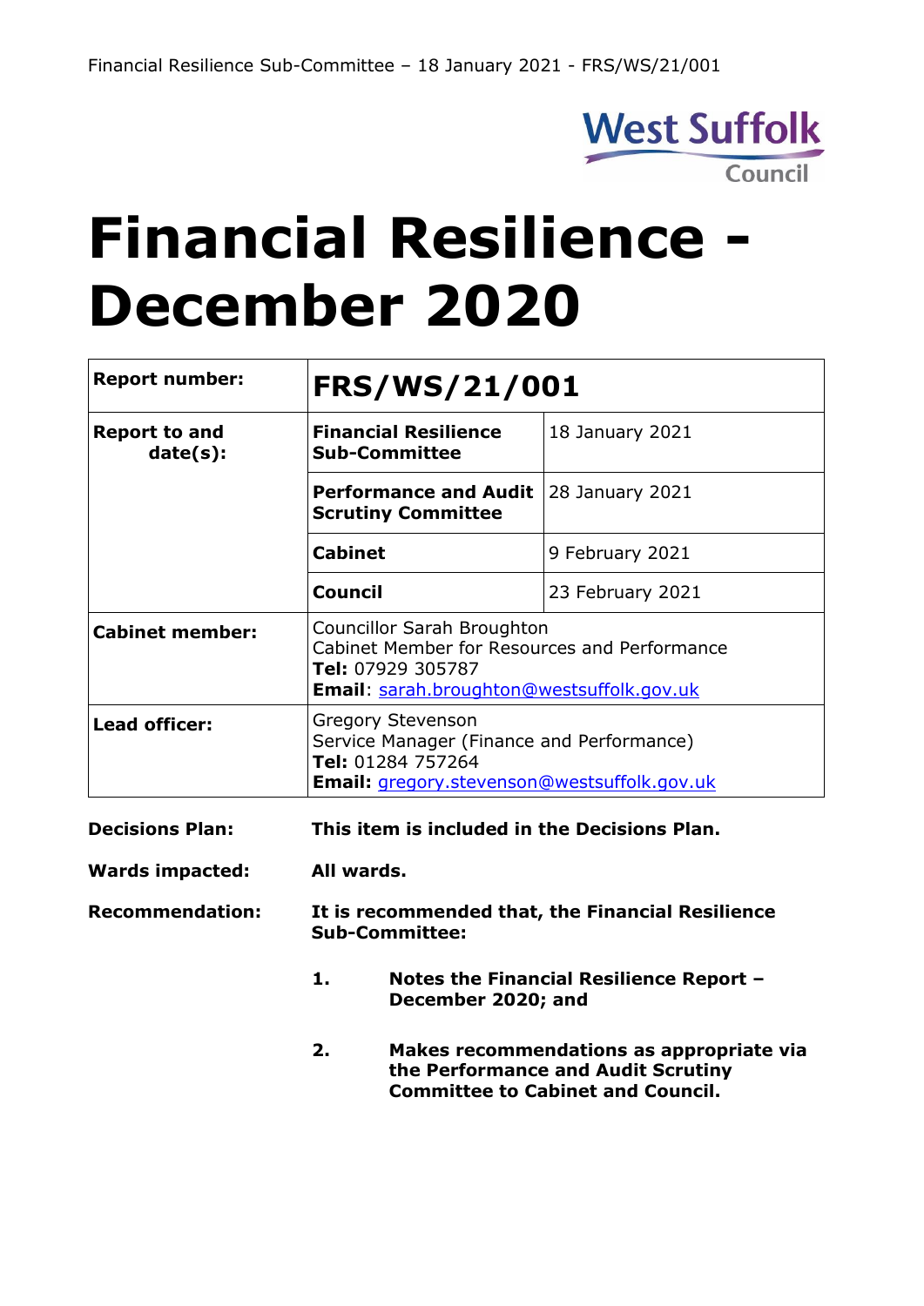# Financial Resilience - December 2020

| Report number: | FRS/WS/21/001 | |
|---|---|---|
| Report to and date(s): | **Financial Resilience Sub-Committee** | 18 January 2021 |
| | **Performance and Audit Scrutiny Committee** | 28 January 2021 |
| | **Cabinet** | 9 February 2021 |
| | **Council** | 23 February 2021 |
| Cabinet member: | Councillor Sarah Broughton<br>Cabinet Member for Resources and Performance<br>**Tel:** 07929 305787<br>**Email**: sarah.broughton@westsuffolk.gov.uk | |
| Lead officer: | Gregory Stevenson<br>Service Manager (Finance and Performance)<br>**Tel:** 01284 757264<br>**Email:** gregory.stevenson@westsuffolk.gov.uk | |

**Decisions Plan:** **This item is included in the Decisions Plan.**

**Wards impacted:** **All wards.**

**Recommendation:** **It is recommended that, the Financial Resilience Sub-Committee:**

1. **Notes the Financial Resilience Report – December 2020; and**

2. **Makes recommendations as appropriate via the Performance and Audit Scrutiny Committee to Cabinet and Council.**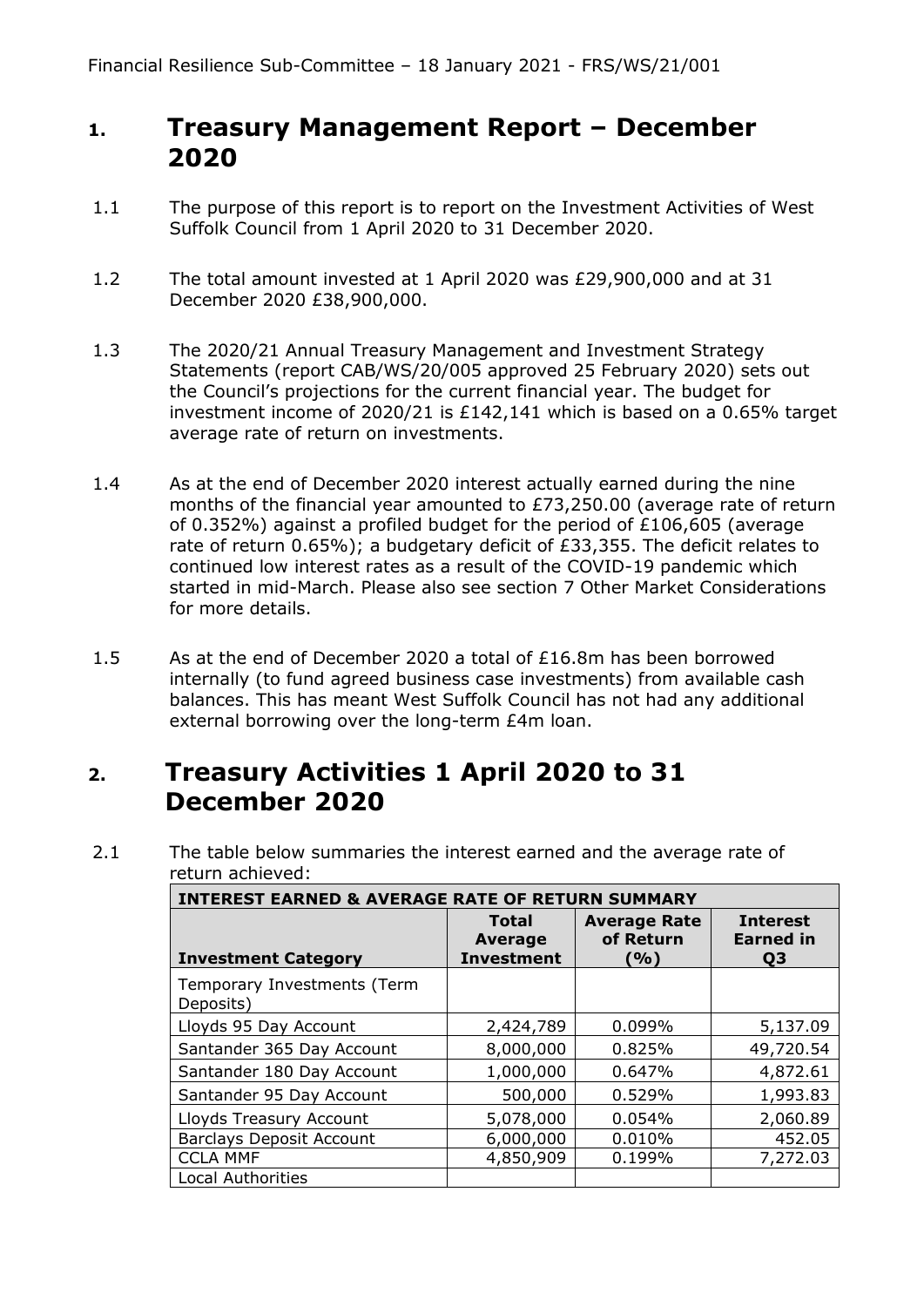## 1. Treasury Management Report – December 2020

1.1 The purpose of this report is to report on the Investment Activities of West Suffolk Council from 1 April 2020 to 31 December 2020.

1.2 The total amount invested at 1 April 2020 was £29,900,000 and at 31 December 2020 £38,900,000.

1.3 The 2020/21 Annual Treasury Management and Investment Strategy Statements (report CAB/WS/20/005 approved 25 February 2020) sets out the Council's projections for the current financial year. The budget for investment income of 2020/21 is £142,141 which is based on a 0.65% target average rate of return on investments.

1.4 As at the end of December 2020 interest actually earned during the nine months of the financial year amounted to £73,250.00 (average rate of return of 0.352%) against a profiled budget for the period of £106,605 (average rate of return 0.65%); a budgetary deficit of £33,355. The deficit relates to continued low interest rates as a result of the COVID-19 pandemic which started in mid-March. Please also see section 7 Other Market Considerations for more details.

1.5 As at the end of December 2020 a total of £16.8m has been borrowed internally (to fund agreed business case investments) from available cash balances. This has meant West Suffolk Council has not had any additional external borrowing over the long-term £4m loan.

## 2. Treasury Activities 1 April 2020 to 31 December 2020

2.1 The table below summaries the interest earned and the average rate of return achieved:

| INTEREST EARNED & AVERAGE RATE OF RETURN SUMMARY | | | |
|---|---|---|---|
| **Investment Category** | **Total Average Investment** | **Average Rate of Return (%)** | **Interest Earned in Q3** |
| Temporary Investments (Term Deposits) | | | |
| Lloyds 95 Day Account | 2,424,789 | 0.099% | 5,137.09 |
| Santander 365 Day Account | 8,000,000 | 0.825% | 49,720.54 |
| Santander 180 Day Account | 1,000,000 | 0.647% | 4,872.61 |
| Santander 95 Day Account | 500,000 | 0.529% | 1,993.83 |
| Lloyds Treasury Account | 5,078,000 | 0.054% | 2,060.89 |
| Barclays Deposit Account | 6,000,000 | 0.010% | 452.05 |
| CCLA MMF | 4,850,909 | 0.199% | 7,272.03 |
| Local Authorities | | | |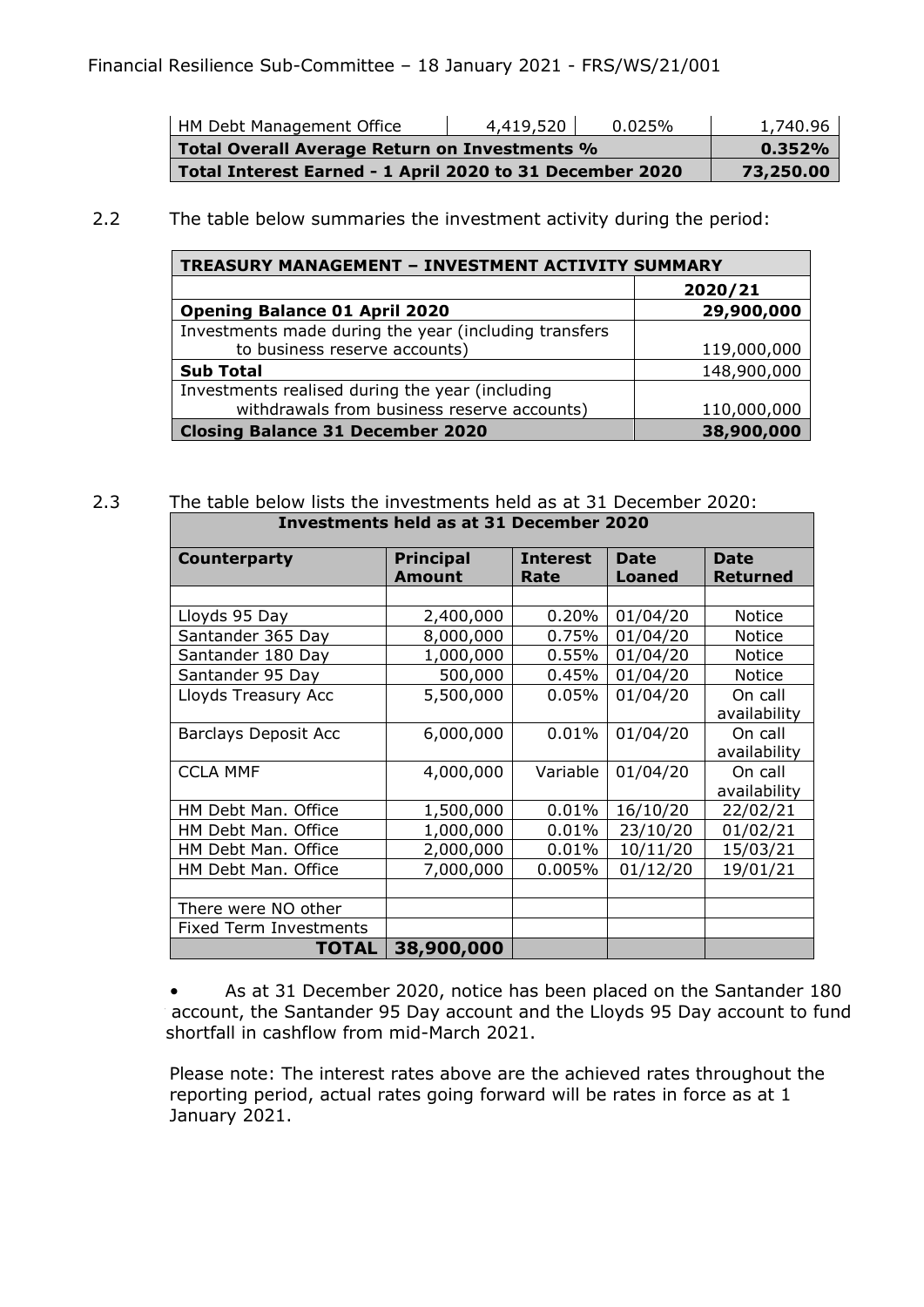| HM Debt Management Office | 4,419,520 | 0.025% | 1,740.96 |
|---|---|---|---|
| **Total Overall Average Return on Investments %** | | | **0.352%** |
| **Total Interest Earned - 1 April 2020 to 31 December 2020** | | | **73,250.00** |

2.2 The table below summaries the investment activity during the period:

| **TREASURY MANAGEMENT – INVESTMENT ACTIVITY SUMMARY** | |
|---|---|
| | **2020/21** |
| **Opening Balance 01 April 2020** | **29,900,000** |
| Investments made during the year (including transfers to business reserve accounts) | 119,000,000 |
| **Sub Total** | 148,900,000 |
| Investments realised during the year (including withdrawals from business reserve accounts) | 110,000,000 |
| **Closing Balance 31 December 2020** | **38,900,000** |

2.3 The table below lists the investments held as at 31 December 2020:

| **Investments held as at 31 December 2020** | | | | |
|---|---|---|---|---|
| **Counterparty** | **Principal Amount** | **Interest Rate** | **Date Loaned** | **Date Returned** |
| | | | | |
| Lloyds 95 Day | 2,400,000 | 0.20% | 01/04/20 | Notice |
| Santander 365 Day | 8,000,000 | 0.75% | 01/04/20 | Notice |
| Santander 180 Day | 1,000,000 | 0.55% | 01/04/20 | Notice |
| Santander 95 Day | 500,000 | 0.45% | 01/04/20 | Notice |
| Lloyds Treasury Acc | 5,500,000 | 0.05% | 01/04/20 | On call availability |
| Barclays Deposit Acc | 6,000,000 | 0.01% | 01/04/20 | On call availability |
| CCLA MMF | 4,000,000 | Variable | 01/04/20 | On call availability |
| HM Debt Man. Office | 1,500,000 | 0.01% | 16/10/20 | 22/02/21 |
| HM Debt Man. Office | 1,000,000 | 0.01% | 23/10/20 | 01/02/21 |
| HM Debt Man. Office | 2,000,000 | 0.01% | 10/11/20 | 15/03/21 |
| HM Debt Man. Office | 7,000,000 | 0.005% | 01/12/20 | 19/01/21 |
| | | | | |
| There were NO other | | | | |
| Fixed Term Investments | | | | |
| **TOTAL** | **38,900,000** | | | |

- As at 31 December 2020, notice has been placed on the Santander 180 account, the Santander 95 Day account and the Lloyds 95 Day account to fund shortfall in cashflow from mid-March 2021.

Please note: The interest rates above are the achieved rates throughout the reporting period, actual rates going forward will be rates in force as at 1 January 2021.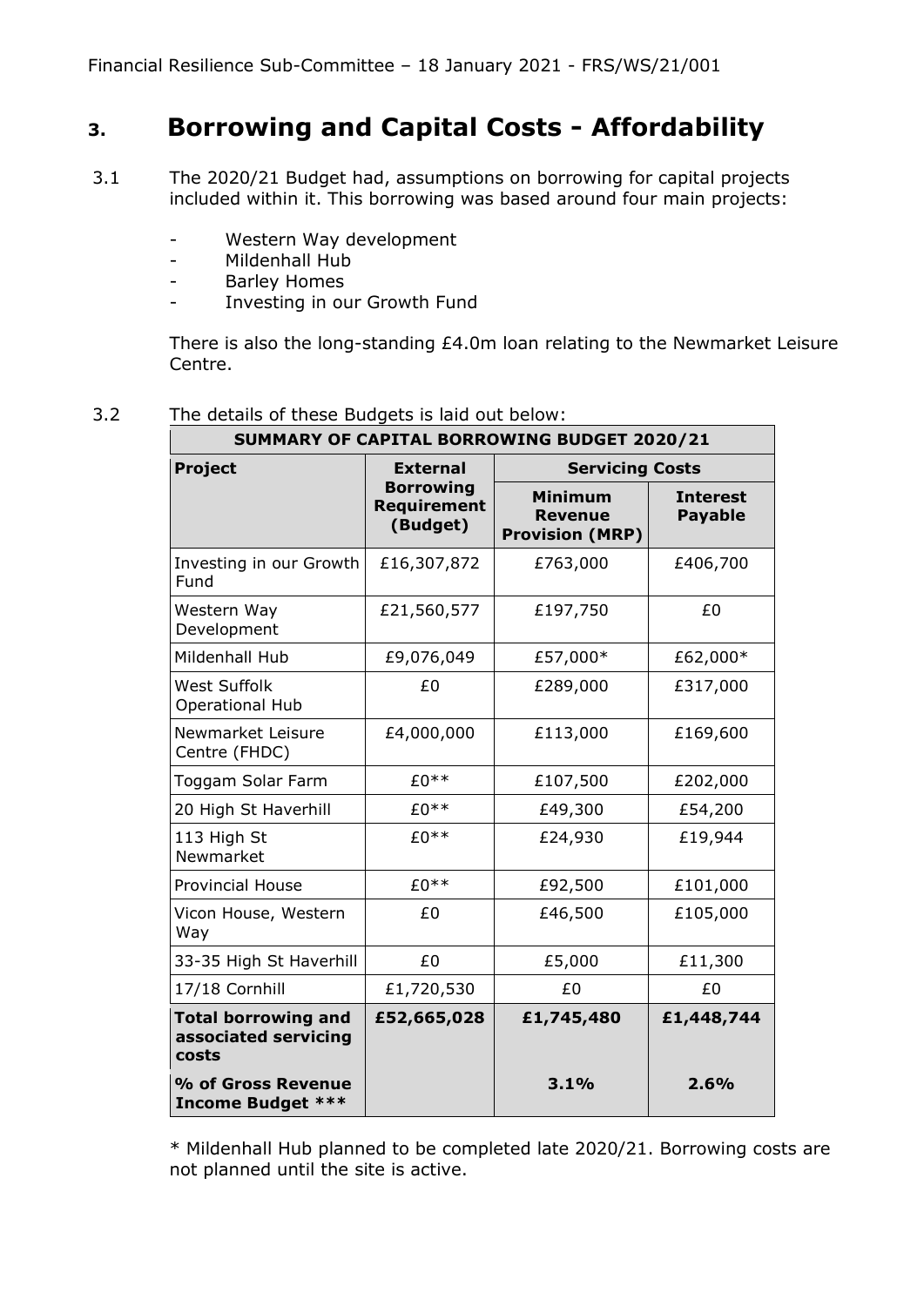# 3. Borrowing and Capital Costs - Affordability

3.1 The 2020/21 Budget had, assumptions on borrowing for capital projects included within it. This borrowing was based around four main projects:

- Western Way development
- Mildenhall Hub
- Barley Homes
- Investing in our Growth Fund

There is also the long-standing £4.0m loan relating to the Newmarket Leisure Centre.

3.2 The details of these Budgets is laid out below:

| **SUMMARY OF CAPITAL BORROWING BUDGET 2020/21** | | | |
|---|---|---|---|
| **Project** | **External Borrowing Requirement (Budget)** | **Servicing Costs** | |
| | | **Minimum Revenue Provision (MRP)** | **Interest Payable** |
| Investing in our Growth Fund | £16,307,872 | £763,000 | £406,700 |
| Western Way Development | £21,560,577 | £197,750 | £0 |
| Mildenhall Hub | £9,076,049 | £57,000* | £62,000* |
| West Suffolk Operational Hub | £0 | £289,000 | £317,000 |
| Newmarket Leisure Centre (FHDC) | £4,000,000 | £113,000 | £169,600 |
| Toggam Solar Farm | £0** | £107,500 | £202,000 |
| 20 High St Haverhill | £0** | £49,300 | £54,200 |
| 113 High St Newmarket | £0** | £24,930 | £19,944 |
| Provincial House | £0** | £92,500 | £101,000 |
| Vicon House, Western Way | £0 | £46,500 | £105,000 |
| 33-35 High St Haverhill | £0 | £5,000 | £11,300 |
| 17/18 Cornhill | £1,720,530 | £0 | £0 |
| **Total borrowing and associated servicing costs** | **£52,665,028** | **£1,745,480** | **£1,448,744** |
| **% of Gross Revenue Income Budget *** ** | | **3.1%** | **2.6%** |

* Mildenhall Hub planned to be completed late 2020/21. Borrowing costs are not planned until the site is active.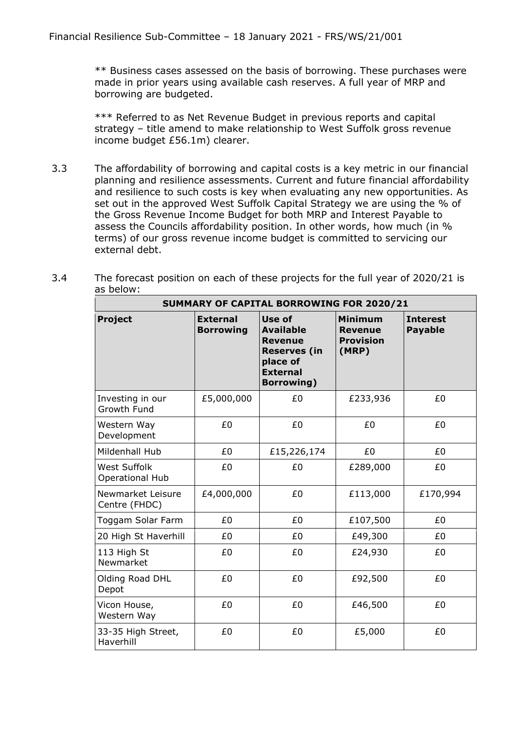** Business cases assessed on the basis of borrowing. These purchases were made in prior years using available cash reserves. A full year of MRP and borrowing are budgeted.

*** Referred to as Net Revenue Budget in previous reports and capital strategy – title amend to make relationship to West Suffolk gross revenue income budget £56.1m) clearer.

3.3 The affordability of borrowing and capital costs is a key metric in our financial planning and resilience assessments. Current and future financial affordability and resilience to such costs is key when evaluating any new opportunities. As set out in the approved West Suffolk Capital Strategy we are using the % of the Gross Revenue Income Budget for both MRP and Interest Payable to assess the Councils affordability position. In other words, how much (in % terms) of our gross revenue income budget is committed to servicing our external debt.

3.4 The forecast position on each of these projects for the full year of 2020/21 is as below:

| SUMMARY OF CAPITAL BORROWING FOR 2020/21 | | | | |
|---|---|---|---|---|
| **Project** | **External Borrowing** | **Use of Available Revenue Reserves (in place of External Borrowing)** | **Minimum Revenue Provision (MRP)** | **Interest Payable** |
| Investing in our Growth Fund | £5,000,000 | £0 | £233,936 | £0 |
| Western Way Development | £0 | £0 | £0 | £0 |
| Mildenhall Hub | £0 | £15,226,174 | £0 | £0 |
| West Suffolk Operational Hub | £0 | £0 | £289,000 | £0 |
| Newmarket Leisure Centre (FHDC) | £4,000,000 | £0 | £113,000 | £170,994 |
| Toggam Solar Farm | £0 | £0 | £107,500 | £0 |
| 20 High St Haverhill | £0 | £0 | £49,300 | £0 |
| 113 High St Newmarket | £0 | £0 | £24,930 | £0 |
| Olding Road DHL Depot | £0 | £0 | £92,500 | £0 |
| Vicon House, Western Way | £0 | £0 | £46,500 | £0 |
| 33-35 High Street, Haverhill | £0 | £0 | £5,000 | £0 |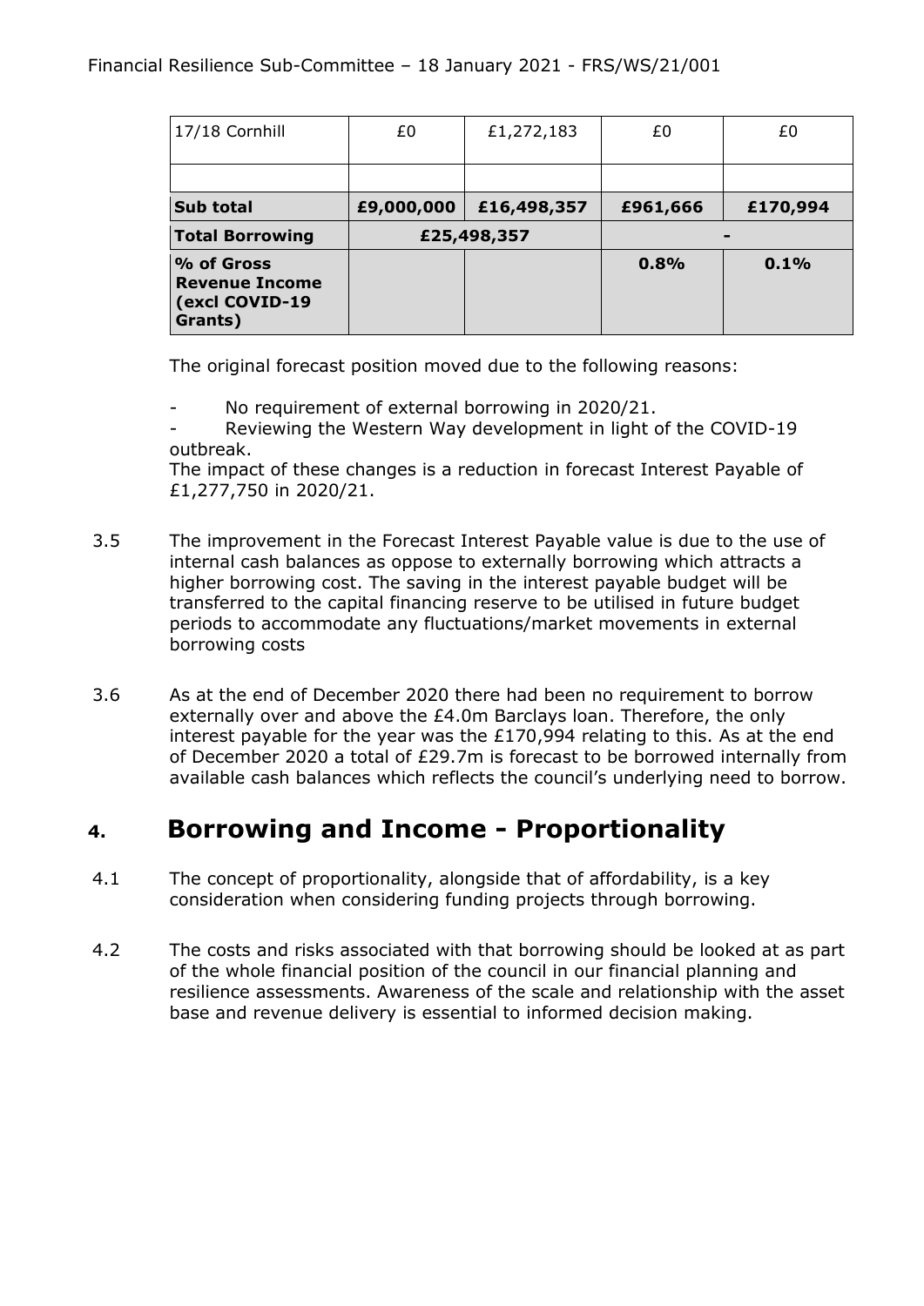| 17/18 Cornhill | £0 | £1,272,183 | £0 | £0 |
|---|---|---|---|---|
| | | | | |
| **Sub total** | **£9,000,000** | **£16,498,357** | **£961,666** | **£170,994** |
| **Total Borrowing** | **£25,498,357** | | **-** | |
| **% of Gross Revenue Income (excl COVID-19 Grants)** | | | **0.8%** | **0.1%** |

The original forecast position moved due to the following reasons:

- No requirement of external borrowing in 2020/21.
- Reviewing the Western Way development in light of the COVID-19 outbreak.

The impact of these changes is a reduction in forecast Interest Payable of £1,277,750 in 2020/21.

3.5 The improvement in the Forecast Interest Payable value is due to the use of internal cash balances as oppose to externally borrowing which attracts a higher borrowing cost. The saving in the interest payable budget will be transferred to the capital financing reserve to be utilised in future budget periods to accommodate any fluctuations/market movements in external borrowing costs

3.6 As at the end of December 2020 there had been no requirement to borrow externally over and above the £4.0m Barclays loan. Therefore, the only interest payable for the year was the £170,994 relating to this. As at the end of December 2020 a total of £29.7m is forecast to be borrowed internally from available cash balances which reflects the council's underlying need to borrow.

## 4. Borrowing and Income - Proportionality

4.1 The concept of proportionality, alongside that of affordability, is a key consideration when considering funding projects through borrowing.

4.2 The costs and risks associated with that borrowing should be looked at as part of the whole financial position of the council in our financial planning and resilience assessments. Awareness of the scale and relationship with the asset base and revenue delivery is essential to informed decision making.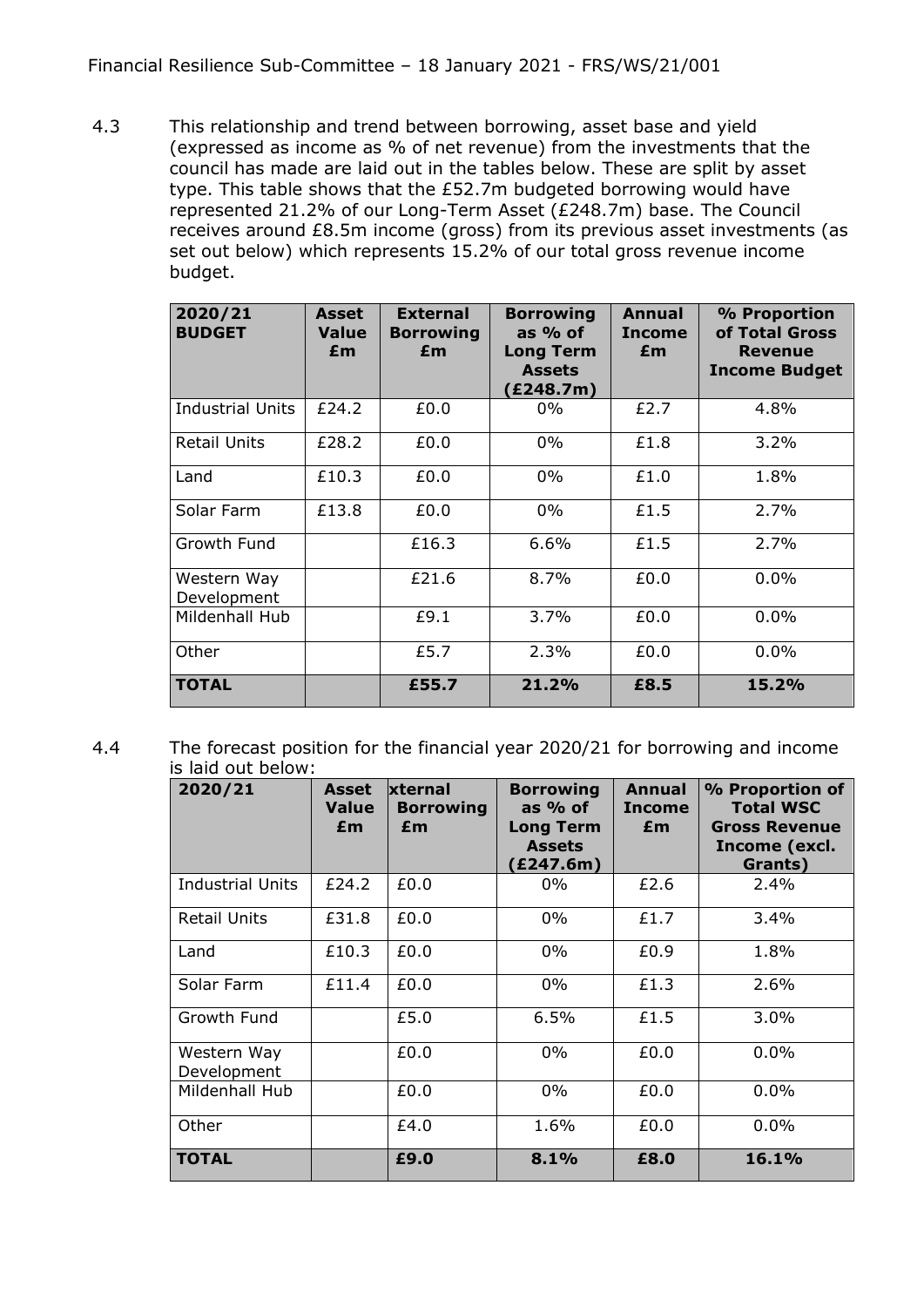4.3 This relationship and trend between borrowing, asset base and yield (expressed as income as % of net revenue) from the investments that the council has made are laid out in the tables below. These are split by asset type. This table shows that the £52.7m budgeted borrowing would have represented 21.2% of our Long-Term Asset (£248.7m) base. The Council receives around £8.5m income (gross) from its previous asset investments (as set out below) which represents 15.2% of our total gross revenue income budget.

| 2020/21 BUDGET | Asset Value £m | External Borrowing £m | Borrowing as % of Long Term Assets (£248.7m) | Annual Income £m | % Proportion of Total Gross Revenue Income Budget |
|---|---|---|---|---|---|
| Industrial Units | £24.2 | £0.0 | 0% | £2.7 | 4.8% |
| Retail Units | £28.2 | £0.0 | 0% | £1.8 | 3.2% |
| Land | £10.3 | £0.0 | 0% | £1.0 | 1.8% |
| Solar Farm | £13.8 | £0.0 | 0% | £1.5 | 2.7% |
| Growth Fund | | £16.3 | 6.6% | £1.5 | 2.7% |
| Western Way Development | | £21.6 | 8.7% | £0.0 | 0.0% |
| Mildenhall Hub | | £9.1 | 3.7% | £0.0 | 0.0% |
| Other | | £5.7 | 2.3% | £0.0 | 0.0% |
| **TOTAL** | | **£55.7** | **21.2%** | **£8.5** | **15.2%** |

4.4 The forecast position for the financial year 2020/21 for borrowing and income is laid out below:

| 2020/21 | Asset Value £m | xternal Borrowing £m | Borrowing as % of Long Term Assets (£247.6m) | Annual Income £m | % Proportion of Total WSC Gross Revenue Income (excl. Grants) |
|---|---|---|---|---|---|
| Industrial Units | £24.2 | £0.0 | 0% | £2.6 | 2.4% |
| Retail Units | £31.8 | £0.0 | 0% | £1.7 | 3.4% |
| Land | £10.3 | £0.0 | 0% | £0.9 | 1.8% |
| Solar Farm | £11.4 | £0.0 | 0% | £1.3 | 2.6% |
| Growth Fund | | £5.0 | 6.5% | £1.5 | 3.0% |
| Western Way Development | | £0.0 | 0% | £0.0 | 0.0% |
| Mildenhall Hub | | £0.0 | 0% | £0.0 | 0.0% |
| Other | | £4.0 | 1.6% | £0.0 | 0.0% |
| **TOTAL** | | **£9.0** | **8.1%** | **£8.0** | **16.1%** |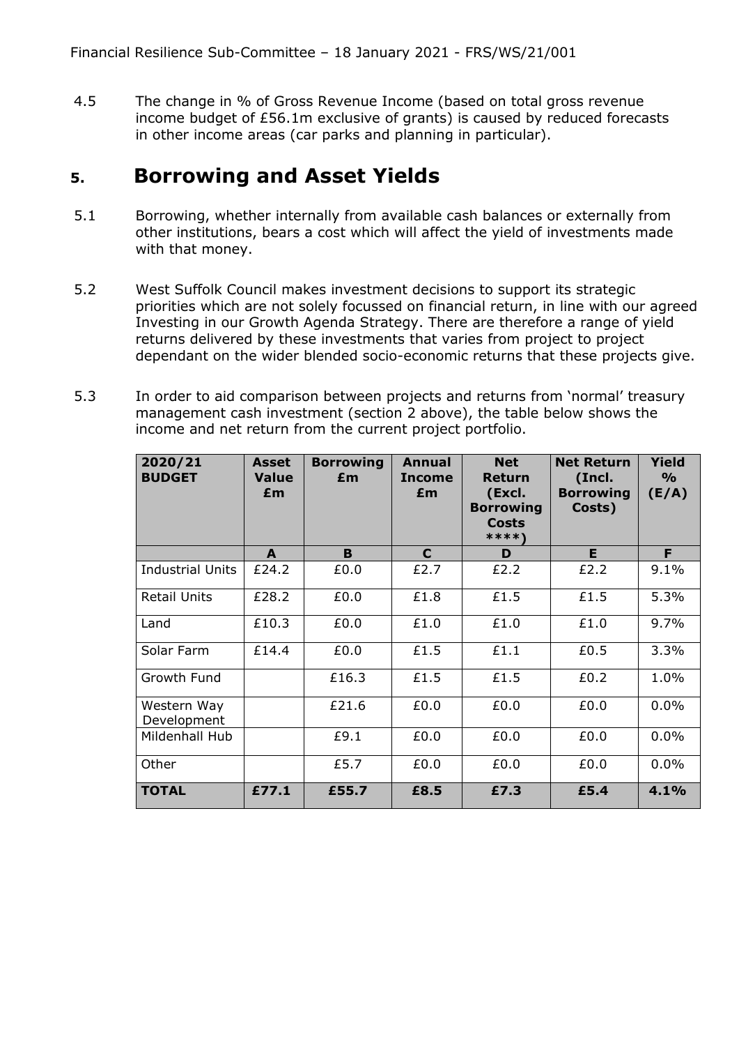4.5 The change in % of Gross Revenue Income (based on total gross revenue income budget of £56.1m exclusive of grants) is caused by reduced forecasts in other income areas (car parks and planning in particular).

## 5. Borrowing and Asset Yields

5.1 Borrowing, whether internally from available cash balances or externally from other institutions, bears a cost which will affect the yield of investments made with that money.

5.2 West Suffolk Council makes investment decisions to support its strategic priorities which are not solely focussed on financial return, in line with our agreed Investing in our Growth Agenda Strategy. There are therefore a range of yield returns delivered by these investments that varies from project to project dependant on the wider blended socio-economic returns that these projects give.

5.3 In order to aid comparison between projects and returns from 'normal' treasury management cash investment (section 2 above), the table below shows the income and net return from the current project portfolio.

| 2020/21 BUDGET | Asset Value £m | Borrowing £m | Annual Income £m | Net Return (Excl. Borrowing Costs ****) | Net Return (Incl. Borrowing Costs) | Yield % (E/A) |
|---|---|---|---|---|---|---|
| | A | B | C | D | E | F |
| Industrial Units | £24.2 | £0.0 | £2.7 | £2.2 | £2.2 | 9.1% |
| Retail Units | £28.2 | £0.0 | £1.8 | £1.5 | £1.5 | 5.3% |
| Land | £10.3 | £0.0 | £1.0 | £1.0 | £1.0 | 9.7% |
| Solar Farm | £14.4 | £0.0 | £1.5 | £1.1 | £0.5 | 3.3% |
| Growth Fund | | £16.3 | £1.5 | £1.5 | £0.2 | 1.0% |
| Western Way Development | | £21.6 | £0.0 | £0.0 | £0.0 | 0.0% |
| Mildenhall Hub | | £9.1 | £0.0 | £0.0 | £0.0 | 0.0% |
| Other | | £5.7 | £0.0 | £0.0 | £0.0 | 0.0% |
| **TOTAL** | **£77.1** | **£55.7** | **£8.5** | **£7.3** | **£5.4** | **4.1%** |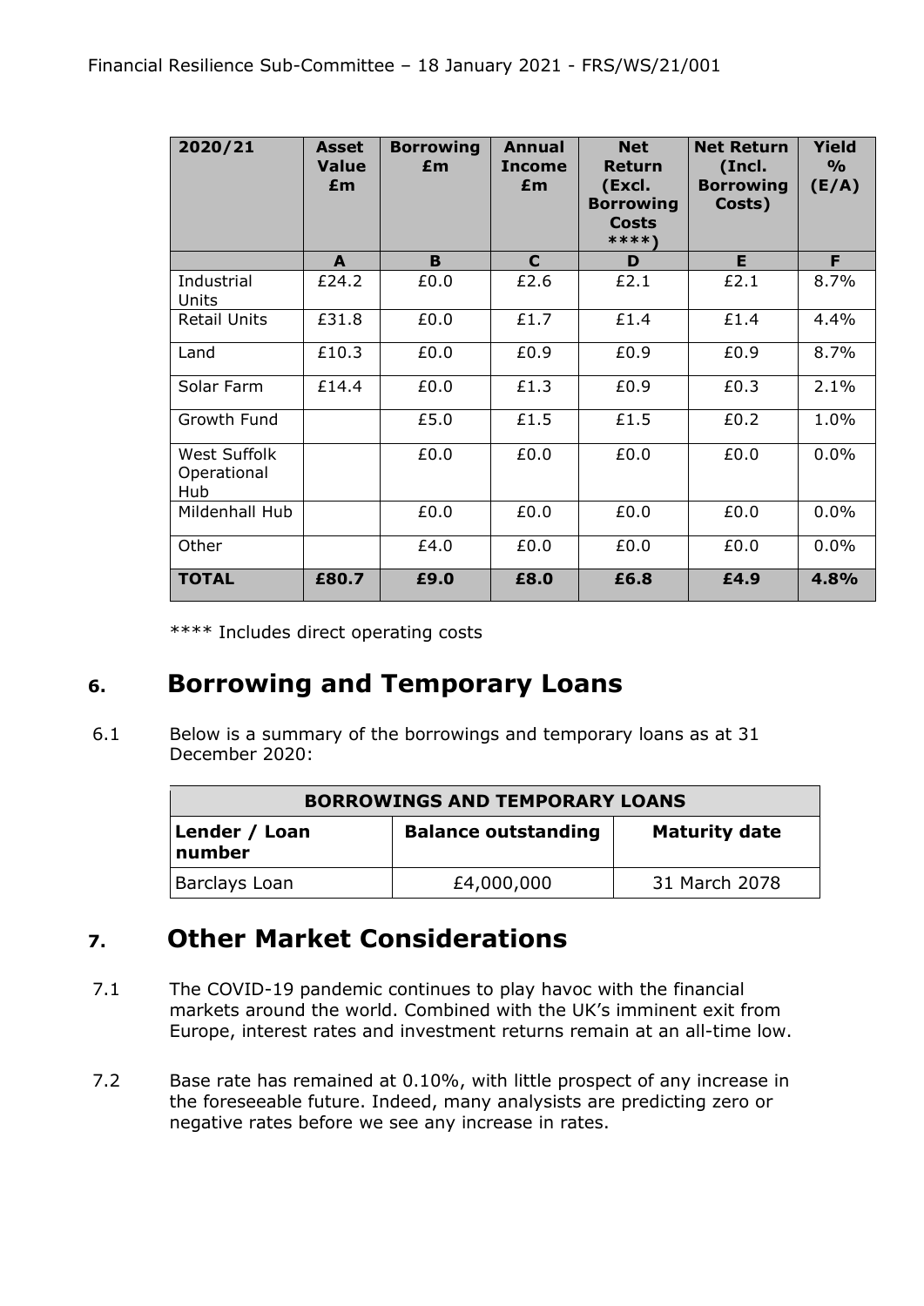| 2020/21 | Asset Value £m | Borrowing £m | Annual Income £m | Net Return (Excl. Borrowing Costs ****) | Net Return (Incl. Borrowing Costs) | Yield % (E/A) |
|---|---|---|---|---|---|---|
| | A | B | C | D | E | F |
| Industrial Units | £24.2 | £0.0 | £2.6 | £2.1 | £2.1 | 8.7% |
| Retail Units | £31.8 | £0.0 | £1.7 | £1.4 | £1.4 | 4.4% |
| Land | £10.3 | £0.0 | £0.9 | £0.9 | £0.9 | 8.7% |
| Solar Farm | £14.4 | £0.0 | £1.3 | £0.9 | £0.3 | 2.1% |
| Growth Fund | | £5.0 | £1.5 | £1.5 | £0.2 | 1.0% |
| West Suffolk Operational Hub | | £0.0 | £0.0 | £0.0 | £0.0 | 0.0% |
| Mildenhall Hub | | £0.0 | £0.0 | £0.0 | £0.0 | 0.0% |
| Other | | £4.0 | £0.0 | £0.0 | £0.0 | 0.0% |
| **TOTAL** | **£80.7** | **£9.0** | **£8.0** | **£6.8** | **£4.9** | **4.8%** |

**** Includes direct operating costs

## 6. Borrowing and Temporary Loans

6.1 Below is a summary of the borrowings and temporary loans as at 31 December 2020:

| BORROWINGS AND TEMPORARY LOANS | | |
|---|---|---|
| **Lender / Loan number** | **Balance outstanding** | **Maturity date** |
| Barclays Loan | £4,000,000 | 31 March 2078 |

## 7. Other Market Considerations

7.1 The COVID-19 pandemic continues to play havoc with the financial markets around the world. Combined with the UK's imminent exit from Europe, interest rates and investment returns remain at an all-time low.

7.2 Base rate has remained at 0.10%, with little prospect of any increase in the foreseeable future. Indeed, many analysists are predicting zero or negative rates before we see any increase in rates.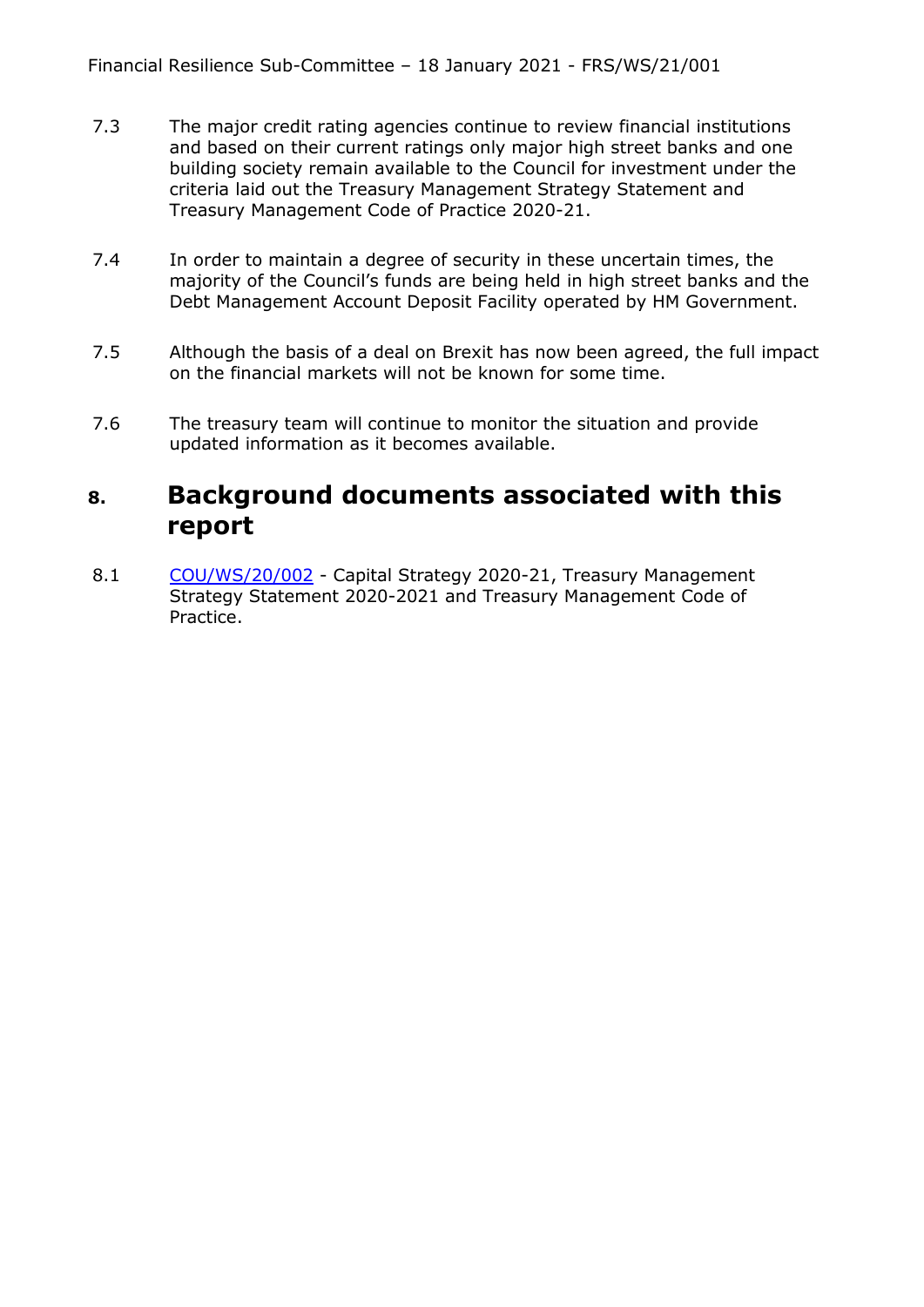7.3 The major credit rating agencies continue to review financial institutions and based on their current ratings only major high street banks and one building society remain available to the Council for investment under the criteria laid out the Treasury Management Strategy Statement and Treasury Management Code of Practice 2020-21.

7.4 In order to maintain a degree of security in these uncertain times, the majority of the Council's funds are being held in high street banks and the Debt Management Account Deposit Facility operated by HM Government.

7.5 Although the basis of a deal on Brexit has now been agreed, the full impact on the financial markets will not be known for some time.

7.6 The treasury team will continue to monitor the situation and provide updated information as it becomes available.

## 8. Background documents associated with this report

8.1 COU/WS/20/002 - Capital Strategy 2020-21, Treasury Management Strategy Statement 2020-2021 and Treasury Management Code of Practice.